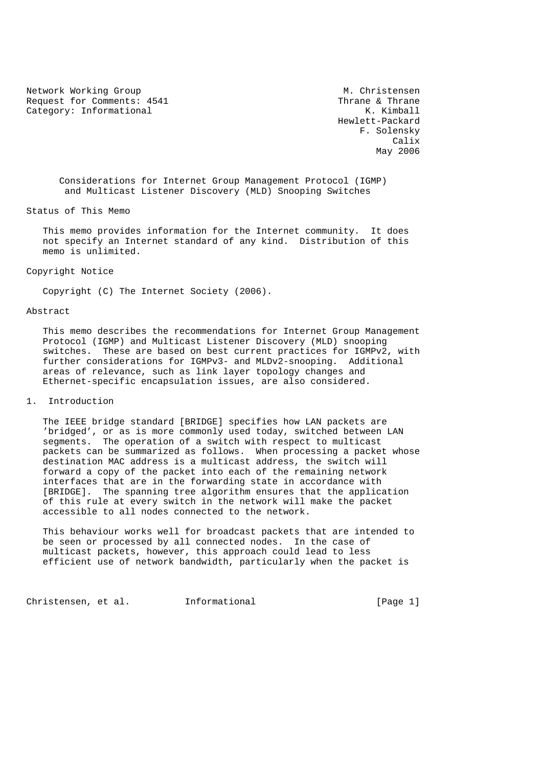Network Working Group M. Christensen
Request for Comments: 4541 Thrane & Thrane
Category: Informational K. Kimball
Hewlett-Packard
F. Solensky
Calix
May 2006

# Considerations for Internet Group Management Protocol (IGMP) and Multicast Listener Discovery (MLD) Snooping Switches

## Status of This Memo

This memo provides information for the Internet community. It does not specify an Internet standard of any kind. Distribution of this memo is unlimited.

## Copyright Notice

Copyright (C) The Internet Society (2006).

## Abstract

This memo describes the recommendations for Internet Group Management Protocol (IGMP) and Multicast Listener Discovery (MLD) snooping switches. These are based on best current practices for IGMPv2, with further considerations for IGMPv3- and MLDv2-snooping. Additional areas of relevance, such as link layer topology changes and Ethernet-specific encapsulation issues, are also considered.

## 1. Introduction

The IEEE bridge standard [BRIDGE] specifies how LAN packets are 'bridged', or as is more commonly used today, switched between LAN segments. The operation of a switch with respect to multicast packets can be summarized as follows. When processing a packet whose destination MAC address is a multicast address, the switch will forward a copy of the packet into each of the remaining network interfaces that are in the forwarding state in accordance with [BRIDGE]. The spanning tree algorithm ensures that the application of this rule at every switch in the network will make the packet accessible to all nodes connected to the network.

This behaviour works well for broadcast packets that are intended to be seen or processed by all connected nodes. In the case of multicast packets, however, this approach could lead to less efficient use of network bandwidth, particularly when the packet is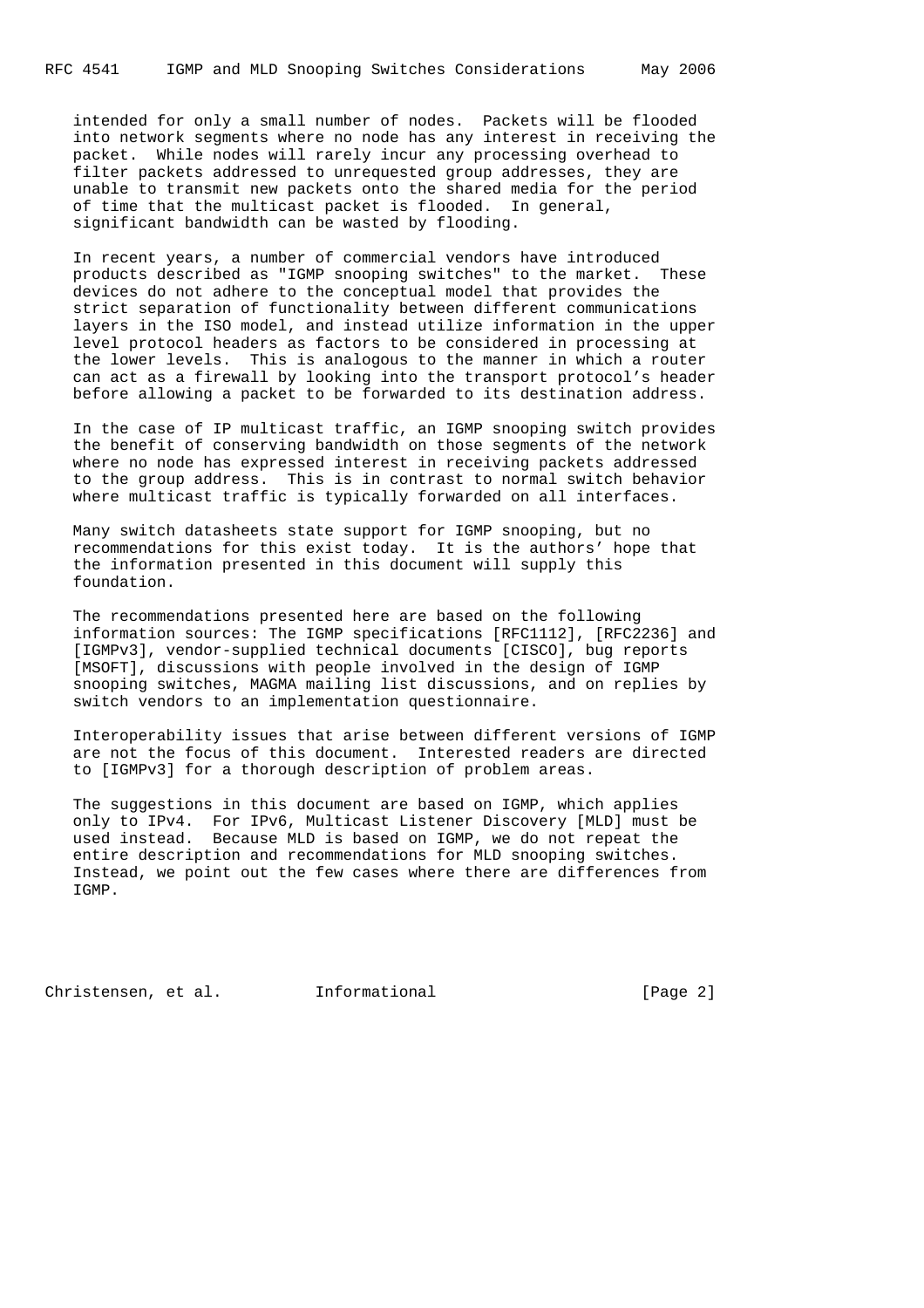intended for only a small number of nodes. Packets will be flooded into network segments where no node has any interest in receiving the packet. While nodes will rarely incur any processing overhead to filter packets addressed to unrequested group addresses, they are unable to transmit new packets onto the shared media for the period of time that the multicast packet is flooded. In general, significant bandwidth can be wasted by flooding.

In recent years, a number of commercial vendors have introduced products described as "IGMP snooping switches" to the market. These devices do not adhere to the conceptual model that provides the strict separation of functionality between different communications layers in the ISO model, and instead utilize information in the upper level protocol headers as factors to be considered in processing at the lower levels. This is analogous to the manner in which a router can act as a firewall by looking into the transport protocol's header before allowing a packet to be forwarded to its destination address.

In the case of IP multicast traffic, an IGMP snooping switch provides the benefit of conserving bandwidth on those segments of the network where no node has expressed interest in receiving packets addressed to the group address. This is in contrast to normal switch behavior where multicast traffic is typically forwarded on all interfaces.

Many switch datasheets state support for IGMP snooping, but no recommendations for this exist today. It is the authors' hope that the information presented in this document will supply this foundation.

The recommendations presented here are based on the following information sources: The IGMP specifications [RFC1112], [RFC2236] and [IGMPv3], vendor-supplied technical documents [CISCO], bug reports [MSOFT], discussions with people involved in the design of IGMP snooping switches, MAGMA mailing list discussions, and on replies by switch vendors to an implementation questionnaire.

Interoperability issues that arise between different versions of IGMP are not the focus of this document. Interested readers are directed to [IGMPv3] for a thorough description of problem areas.

The suggestions in this document are based on IGMP, which applies only to IPv4. For IPv6, Multicast Listener Discovery [MLD] must be used instead. Because MLD is based on IGMP, we do not repeat the entire description and recommendations for MLD snooping switches. Instead, we point out the few cases where there are differences from IGMP.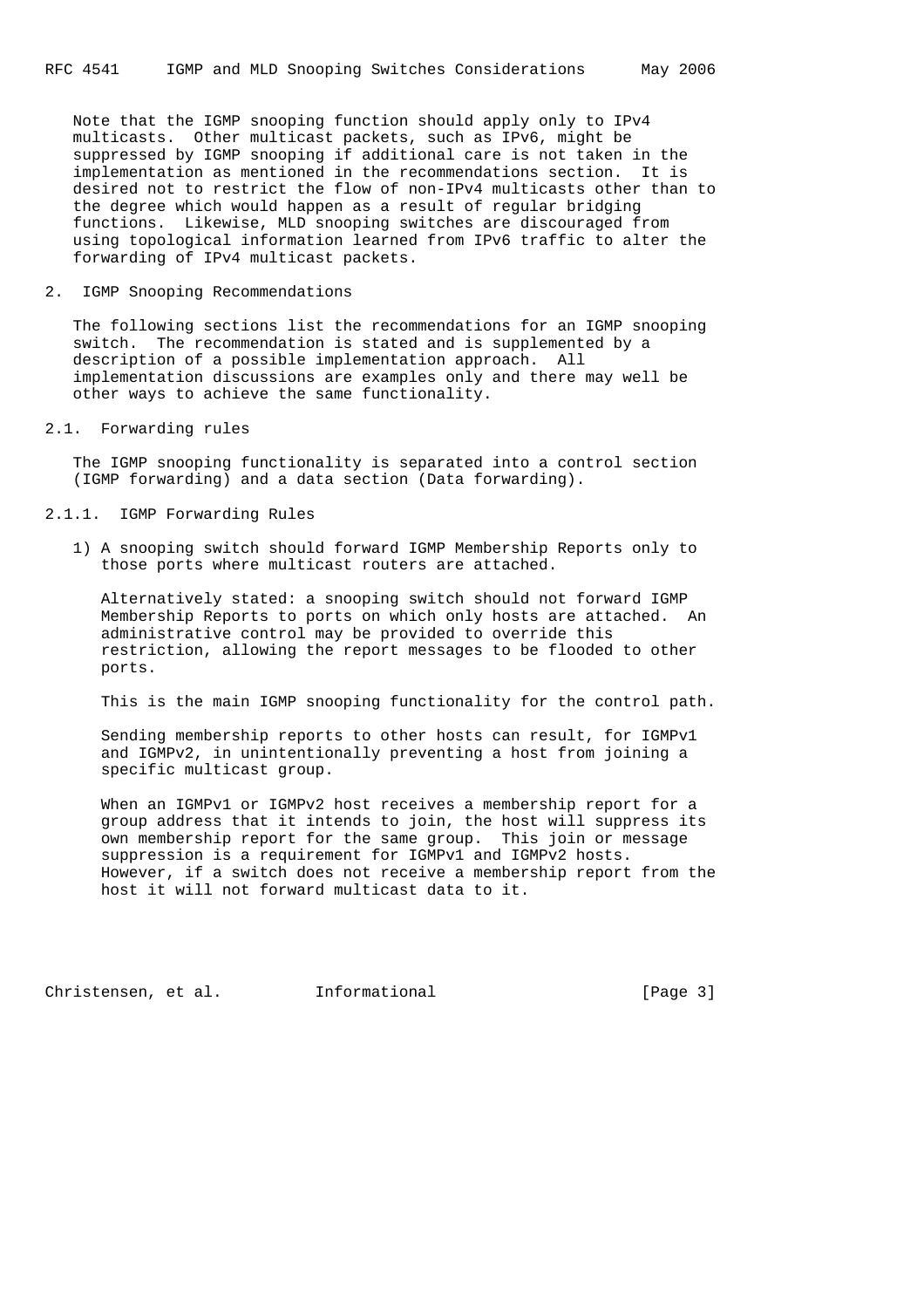Note that the IGMP snooping function should apply only to IPv4 multicasts. Other multicast packets, such as IPv6, might be suppressed by IGMP snooping if additional care is not taken in the implementation as mentioned in the recommendations section. It is desired not to restrict the flow of non-IPv4 multicasts other than to the degree which would happen as a result of regular bridging functions. Likewise, MLD snooping switches are discouraged from using topological information learned from IPv6 traffic to alter the forwarding of IPv4 multicast packets.

## 2. IGMP Snooping Recommendations

The following sections list the recommendations for an IGMP snooping switch. The recommendation is stated and is supplemented by a description of a possible implementation approach. All implementation discussions are examples only and there may well be other ways to achieve the same functionality.

### 2.1. Forwarding rules

The IGMP snooping functionality is separated into a control section (IGMP forwarding) and a data section (Data forwarding).

#### 2.1.1. IGMP Forwarding Rules

1) A snooping switch should forward IGMP Membership Reports only to those ports where multicast routers are attached.

   Alternatively stated: a snooping switch should not forward IGMP Membership Reports to ports on which only hosts are attached. An administrative control may be provided to override this restriction, allowing the report messages to be flooded to other ports.

   This is the main IGMP snooping functionality for the control path.

   Sending membership reports to other hosts can result, for IGMPv1 and IGMPv2, in unintentionally preventing a host from joining a specific multicast group.

   When an IGMPv1 or IGMPv2 host receives a membership report for a group address that it intends to join, the host will suppress its own membership report for the same group. This join or message suppression is a requirement for IGMPv1 and IGMPv2 hosts. However, if a switch does not receive a membership report from the host it will not forward multicast data to it.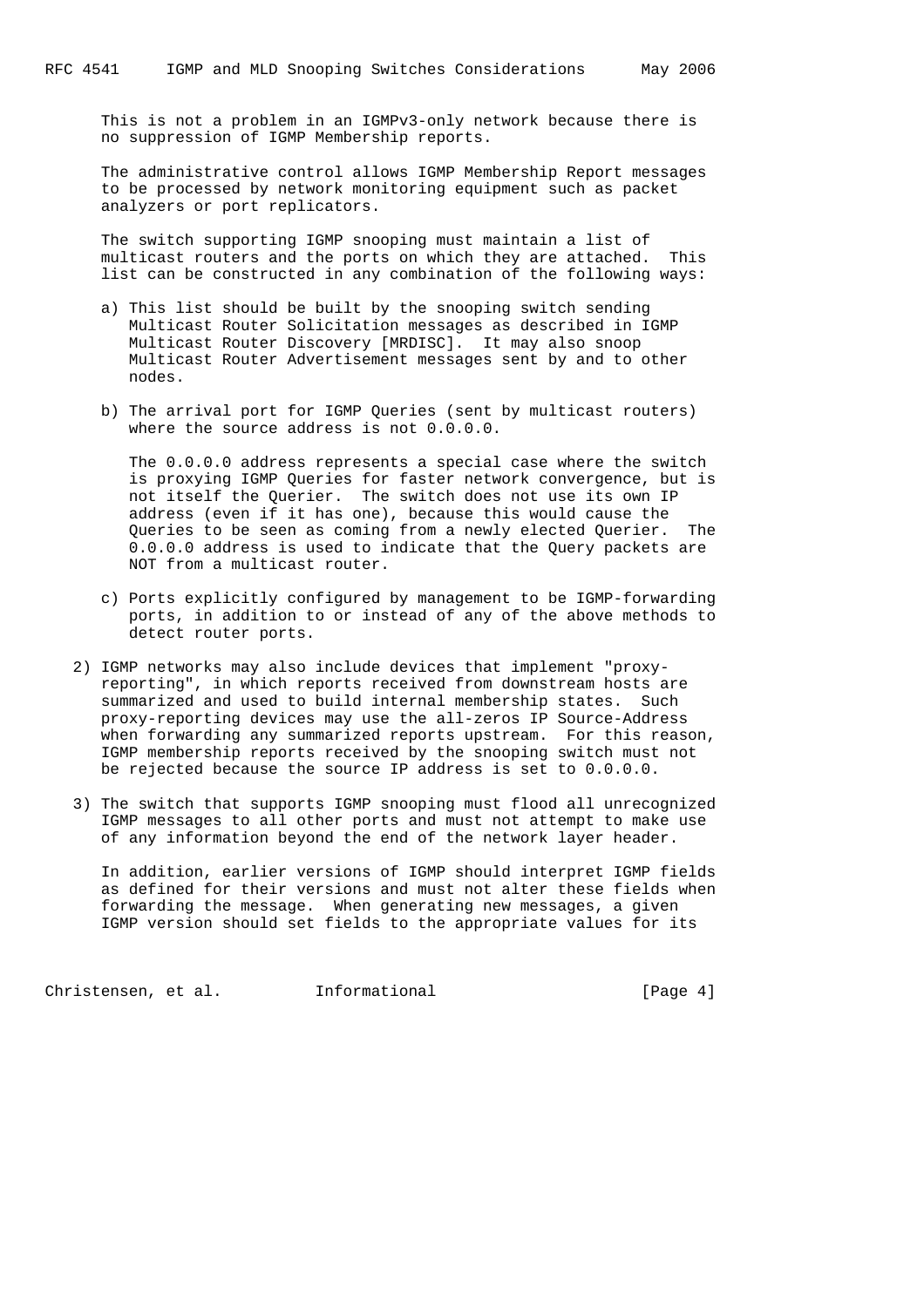This is not a problem in an IGMPv3-only network because there is no suppression of IGMP Membership reports.

The administrative control allows IGMP Membership Report messages to be processed by network monitoring equipment such as packet analyzers or port replicators.

The switch supporting IGMP snooping must maintain a list of multicast routers and the ports on which they are attached. This list can be constructed in any combination of the following ways:

a) This list should be built by the snooping switch sending Multicast Router Solicitation messages as described in IGMP Multicast Router Discovery [MRDISC]. It may also snoop Multicast Router Advertisement messages sent by and to other nodes.

b) The arrival port for IGMP Queries (sent by multicast routers) where the source address is not 0.0.0.0.

   The 0.0.0.0 address represents a special case where the switch is proxying IGMP Queries for faster network convergence, but is not itself the Querier. The switch does not use its own IP address (even if it has one), because this would cause the Queries to be seen as coming from a newly elected Querier. The 0.0.0.0 address is used to indicate that the Query packets are NOT from a multicast router.

c) Ports explicitly configured by management to be IGMP-forwarding ports, in addition to or instead of any of the above methods to detect router ports.

2) IGMP networks may also include devices that implement "proxy-reporting", in which reports received from downstream hosts are summarized and used to build internal membership states. Such proxy-reporting devices may use the all-zeros IP Source-Address when forwarding any summarized reports upstream. For this reason, IGMP membership reports received by the snooping switch must not be rejected because the source IP address is set to 0.0.0.0.

3) The switch that supports IGMP snooping must flood all unrecognized IGMP messages to all other ports and must not attempt to make use of any information beyond the end of the network layer header.

   In addition, earlier versions of IGMP should interpret IGMP fields as defined for their versions and must not alter these fields when forwarding the message. When generating new messages, a given IGMP version should set fields to the appropriate values for its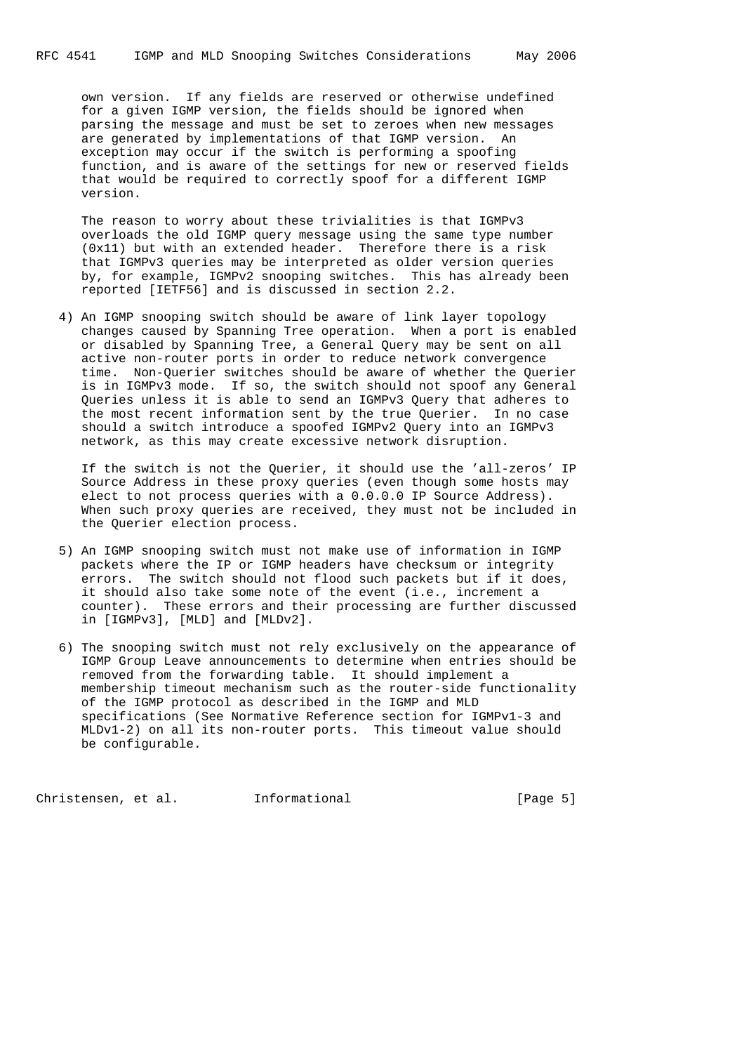own version. If any fields are reserved or otherwise undefined for a given IGMP version, the fields should be ignored when parsing the message and must be set to zeroes when new messages are generated by implementations of that IGMP version. An exception may occur if the switch is performing a spoofing function, and is aware of the settings for new or reserved fields that would be required to correctly spoof for a different IGMP version.

The reason to worry about these trivialities is that IGMPv3 overloads the old IGMP query message using the same type number (0x11) but with an extended header. Therefore there is a risk that IGMPv3 queries may be interpreted as older version queries by, for example, IGMPv2 snooping switches. This has already been reported [IETF56] and is discussed in section 2.2.

4) An IGMP snooping switch should be aware of link layer topology changes caused by Spanning Tree operation. When a port is enabled or disabled by Spanning Tree, a General Query may be sent on all active non-router ports in order to reduce network convergence time. Non-Querier switches should be aware of whether the Querier is in IGMPv3 mode. If so, the switch should not spoof any General Queries unless it is able to send an IGMPv3 Query that adheres to the most recent information sent by the true Querier. In no case should a switch introduce a spoofed IGMPv2 Query into an IGMPv3 network, as this may create excessive network disruption.

   If the switch is not the Querier, it should use the 'all-zeros' IP Source Address in these proxy queries (even though some hosts may elect to not process queries with a 0.0.0.0 IP Source Address). When such proxy queries are received, they must not be included in the Querier election process.

5) An IGMP snooping switch must not make use of information in IGMP packets where the IP or IGMP headers have checksum or integrity errors. The switch should not flood such packets but if it does, it should also take some note of the event (i.e., increment a counter). These errors and their processing are further discussed in [IGMPv3], [MLD] and [MLDv2].

6) The snooping switch must not rely exclusively on the appearance of IGMP Group Leave announcements to determine when entries should be removed from the forwarding table. It should implement a membership timeout mechanism such as the router-side functionality of the IGMP protocol as described in the IGMP and MLD specifications (See Normative Reference section for IGMPv1-3 and MLDv1-2) on all its non-router ports. This timeout value should be configurable.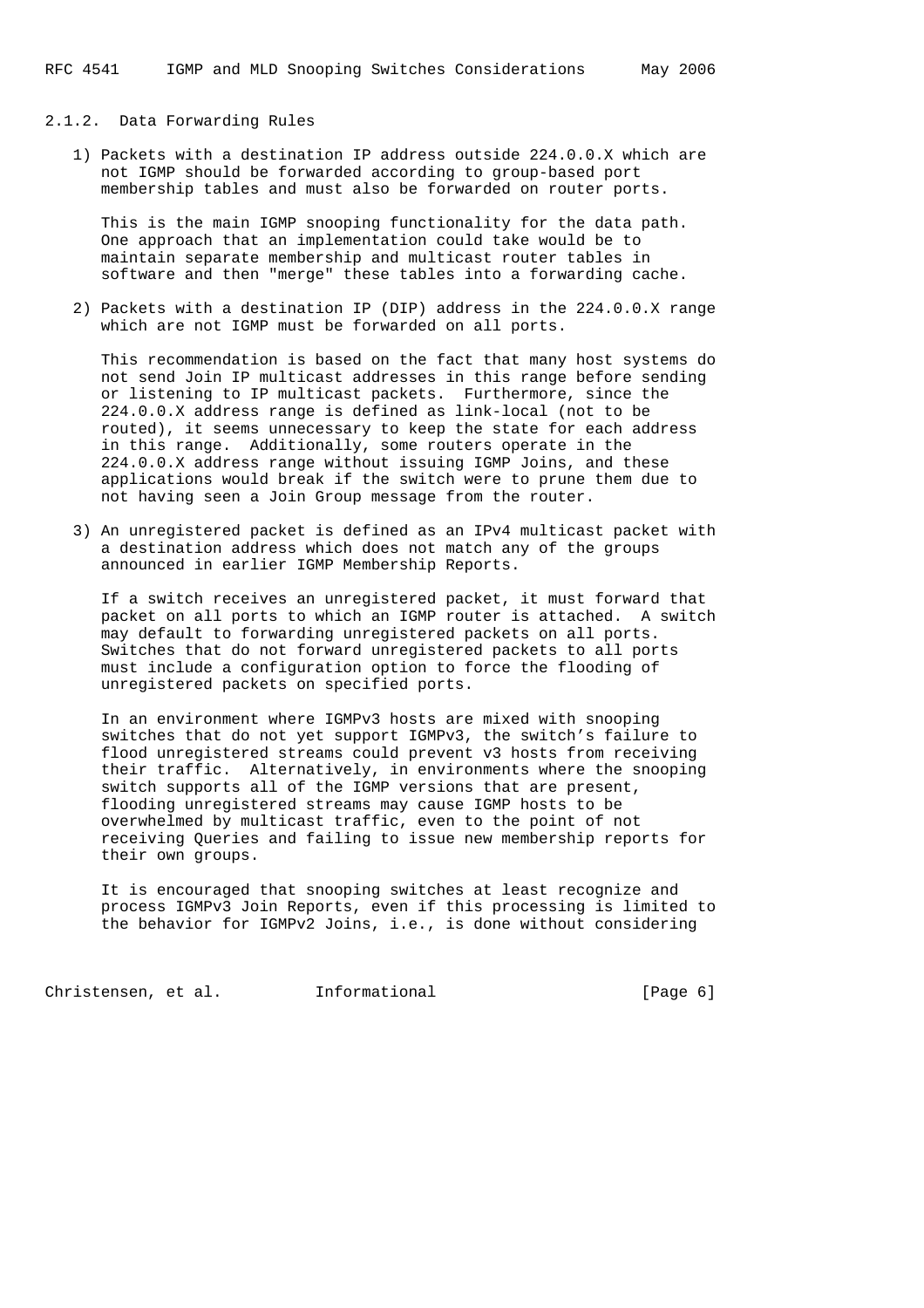### 2.1.2. Data Forwarding Rules

1) Packets with a destination IP address outside 224.0.0.X which are not IGMP should be forwarded according to group-based port membership tables and must also be forwarded on router ports.

   This is the main IGMP snooping functionality for the data path. One approach that an implementation could take would be to maintain separate membership and multicast router tables in software and then "merge" these tables into a forwarding cache.

2) Packets with a destination IP (DIP) address in the 224.0.0.X range which are not IGMP must be forwarded on all ports.

   This recommendation is based on the fact that many host systems do not send Join IP multicast addresses in this range before sending or listening to IP multicast packets. Furthermore, since the 224.0.0.X address range is defined as link-local (not to be routed), it seems unnecessary to keep the state for each address in this range. Additionally, some routers operate in the 224.0.0.X address range without issuing IGMP Joins, and these applications would break if the switch were to prune them due to not having seen a Join Group message from the router.

3) An unregistered packet is defined as an IPv4 multicast packet with a destination address which does not match any of the groups announced in earlier IGMP Membership Reports.

   If a switch receives an unregistered packet, it must forward that packet on all ports to which an IGMP router is attached. A switch may default to forwarding unregistered packets on all ports. Switches that do not forward unregistered packets to all ports must include a configuration option to force the flooding of unregistered packets on specified ports.

   In an environment where IGMPv3 hosts are mixed with snooping switches that do not yet support IGMPv3, the switch's failure to flood unregistered streams could prevent v3 hosts from receiving their traffic. Alternatively, in environments where the snooping switch supports all of the IGMP versions that are present, flooding unregistered streams may cause IGMP hosts to be overwhelmed by multicast traffic, even to the point of not receiving Queries and failing to issue new membership reports for their own groups.

   It is encouraged that snooping switches at least recognize and process IGMPv3 Join Reports, even if this processing is limited to the behavior for IGMPv2 Joins, i.e., is done without considering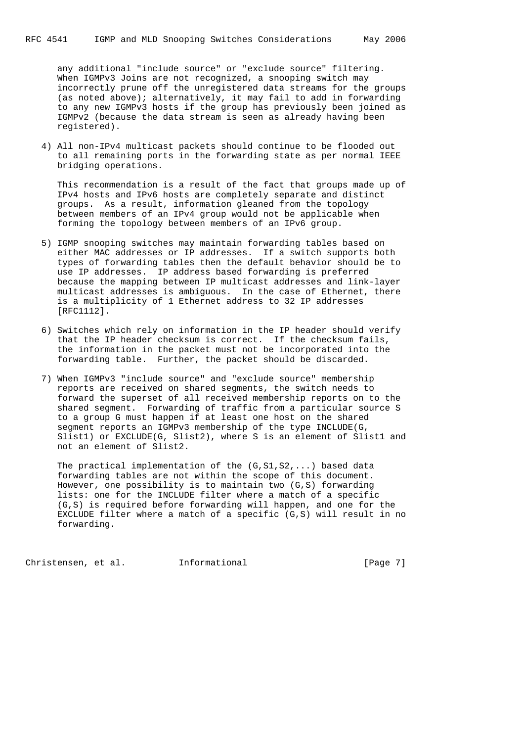any additional "include source" or "exclude source" filtering. When IGMPv3 Joins are not recognized, a snooping switch may incorrectly prune off the unregistered data streams for the groups (as noted above); alternatively, it may fail to add in forwarding to any new IGMPv3 hosts if the group has previously been joined as IGMPv2 (because the data stream is seen as already having been registered).

4) All non-IPv4 multicast packets should continue to be flooded out to all remaining ports in the forwarding state as per normal IEEE bridging operations.

   This recommendation is a result of the fact that groups made up of IPv4 hosts and IPv6 hosts are completely separate and distinct groups. As a result, information gleaned from the topology between members of an IPv4 group would not be applicable when forming the topology between members of an IPv6 group.

5) IGMP snooping switches may maintain forwarding tables based on either MAC addresses or IP addresses. If a switch supports both types of forwarding tables then the default behavior should be to use IP addresses. IP address based forwarding is preferred because the mapping between IP multicast addresses and link-layer multicast addresses is ambiguous. In the case of Ethernet, there is a multiplicity of 1 Ethernet address to 32 IP addresses [RFC1112].

6) Switches which rely on information in the IP header should verify that the IP header checksum is correct. If the checksum fails, the information in the packet must not be incorporated into the forwarding table. Further, the packet should be discarded.

7) When IGMPv3 "include source" and "exclude source" membership reports are received on shared segments, the switch needs to forward the superset of all received membership reports on to the shared segment. Forwarding of traffic from a particular source S to a group G must happen if at least one host on the shared segment reports an IGMPv3 membership of the type INCLUDE(G, Slist1) or EXCLUDE(G, Slist2), where S is an element of Slist1 and not an element of Slist2.

   The practical implementation of the (G,S1,S2,...) based data forwarding tables are not within the scope of this document. However, one possibility is to maintain two (G,S) forwarding lists: one for the INCLUDE filter where a match of a specific (G,S) is required before forwarding will happen, and one for the EXCLUDE filter where a match of a specific (G,S) will result in no forwarding.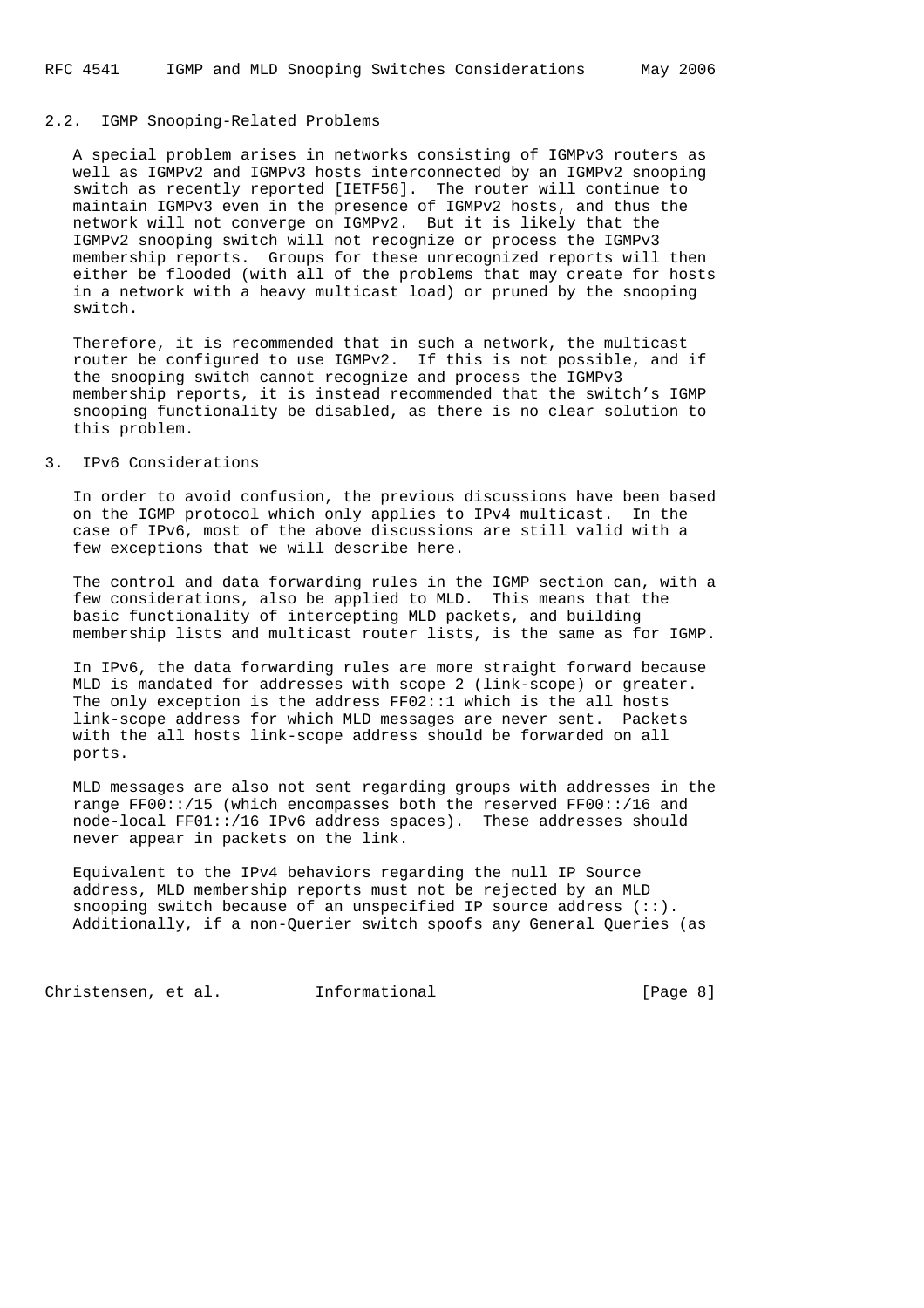### 2.2. IGMP Snooping-Related Problems

A special problem arises in networks consisting of IGMPv3 routers as well as IGMPv2 and IGMPv3 hosts interconnected by an IGMPv2 snooping switch as recently reported [IETF56]. The router will continue to maintain IGMPv3 even in the presence of IGMPv2 hosts, and thus the network will not converge on IGMPv2. But it is likely that the IGMPv2 snooping switch will not recognize or process the IGMPv3 membership reports. Groups for these unrecognized reports will then either be flooded (with all of the problems that may create for hosts in a network with a heavy multicast load) or pruned by the snooping switch.

Therefore, it is recommended that in such a network, the multicast router be configured to use IGMPv2. If this is not possible, and if the snooping switch cannot recognize and process the IGMPv3 membership reports, it is instead recommended that the switch's IGMP snooping functionality be disabled, as there is no clear solution to this problem.

## 3. IPv6 Considerations

In order to avoid confusion, the previous discussions have been based on the IGMP protocol which only applies to IPv4 multicast. In the case of IPv6, most of the above discussions are still valid with a few exceptions that we will describe here.

The control and data forwarding rules in the IGMP section can, with a few considerations, also be applied to MLD. This means that the basic functionality of intercepting MLD packets, and building membership lists and multicast router lists, is the same as for IGMP.

In IPv6, the data forwarding rules are more straight forward because MLD is mandated for addresses with scope 2 (link-scope) or greater. The only exception is the address FF02::1 which is the all hosts link-scope address for which MLD messages are never sent. Packets with the all hosts link-scope address should be forwarded on all ports.

MLD messages are also not sent regarding groups with addresses in the range FF00::/15 (which encompasses both the reserved FF00::/16 and node-local FF01::/16 IPv6 address spaces). These addresses should never appear in packets on the link.

Equivalent to the IPv4 behaviors regarding the null IP Source address, MLD membership reports must not be rejected by an MLD snooping switch because of an unspecified IP source address (::). Additionally, if a non-Querier switch spoofs any General Queries (as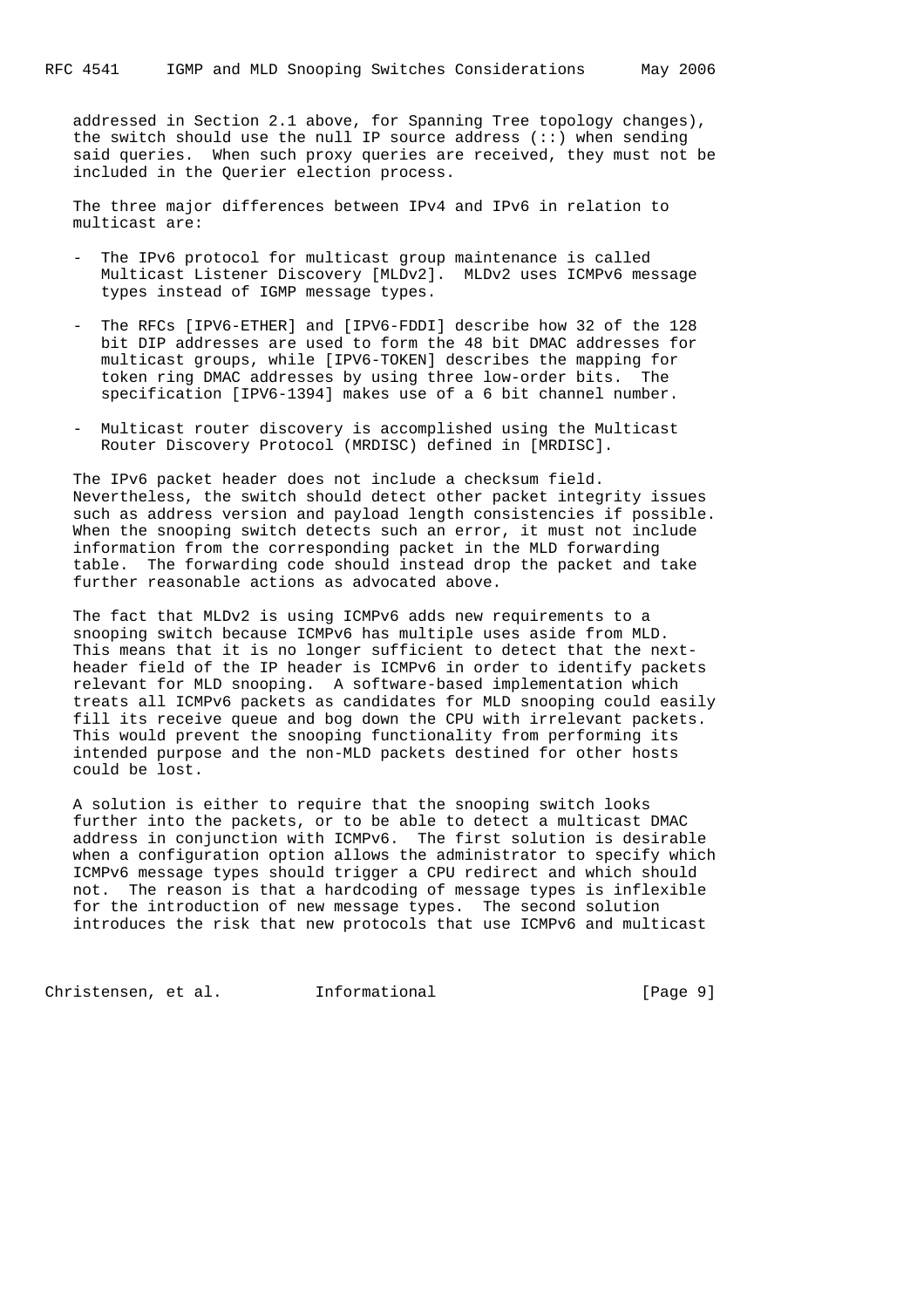addressed in Section 2.1 above, for Spanning Tree topology changes), the switch should use the null IP source address (::) when sending said queries. When such proxy queries are received, they must not be included in the Querier election process.

The three major differences between IPv4 and IPv6 in relation to multicast are:

- The IPv6 protocol for multicast group maintenance is called Multicast Listener Discovery [MLDv2]. MLDv2 uses ICMPv6 message types instead of IGMP message types.

- The RFCs [IPV6-ETHER] and [IPV6-FDDI] describe how 32 of the 128 bit DIP addresses are used to form the 48 bit DMAC addresses for multicast groups, while [IPV6-TOKEN] describes the mapping for token ring DMAC addresses by using three low-order bits. The specification [IPV6-1394] makes use of a 6 bit channel number.

- Multicast router discovery is accomplished using the Multicast Router Discovery Protocol (MRDISC) defined in [MRDISC].

The IPv6 packet header does not include a checksum field. Nevertheless, the switch should detect other packet integrity issues such as address version and payload length consistencies if possible. When the snooping switch detects such an error, it must not include information from the corresponding packet in the MLD forwarding table. The forwarding code should instead drop the packet and take further reasonable actions as advocated above.

The fact that MLDv2 is using ICMPv6 adds new requirements to a snooping switch because ICMPv6 has multiple uses aside from MLD. This means that it is no longer sufficient to detect that the next-header field of the IP header is ICMPv6 in order to identify packets relevant for MLD snooping. A software-based implementation which treats all ICMPv6 packets as candidates for MLD snooping could easily fill its receive queue and bog down the CPU with irrelevant packets. This would prevent the snooping functionality from performing its intended purpose and the non-MLD packets destined for other hosts could be lost.

A solution is either to require that the snooping switch looks further into the packets, or to be able to detect a multicast DMAC address in conjunction with ICMPv6. The first solution is desirable when a configuration option allows the administrator to specify which ICMPv6 message types should trigger a CPU redirect and which should not. The reason is that a hardcoding of message types is inflexible for the introduction of new message types. The second solution introduces the risk that new protocols that use ICMPv6 and multicast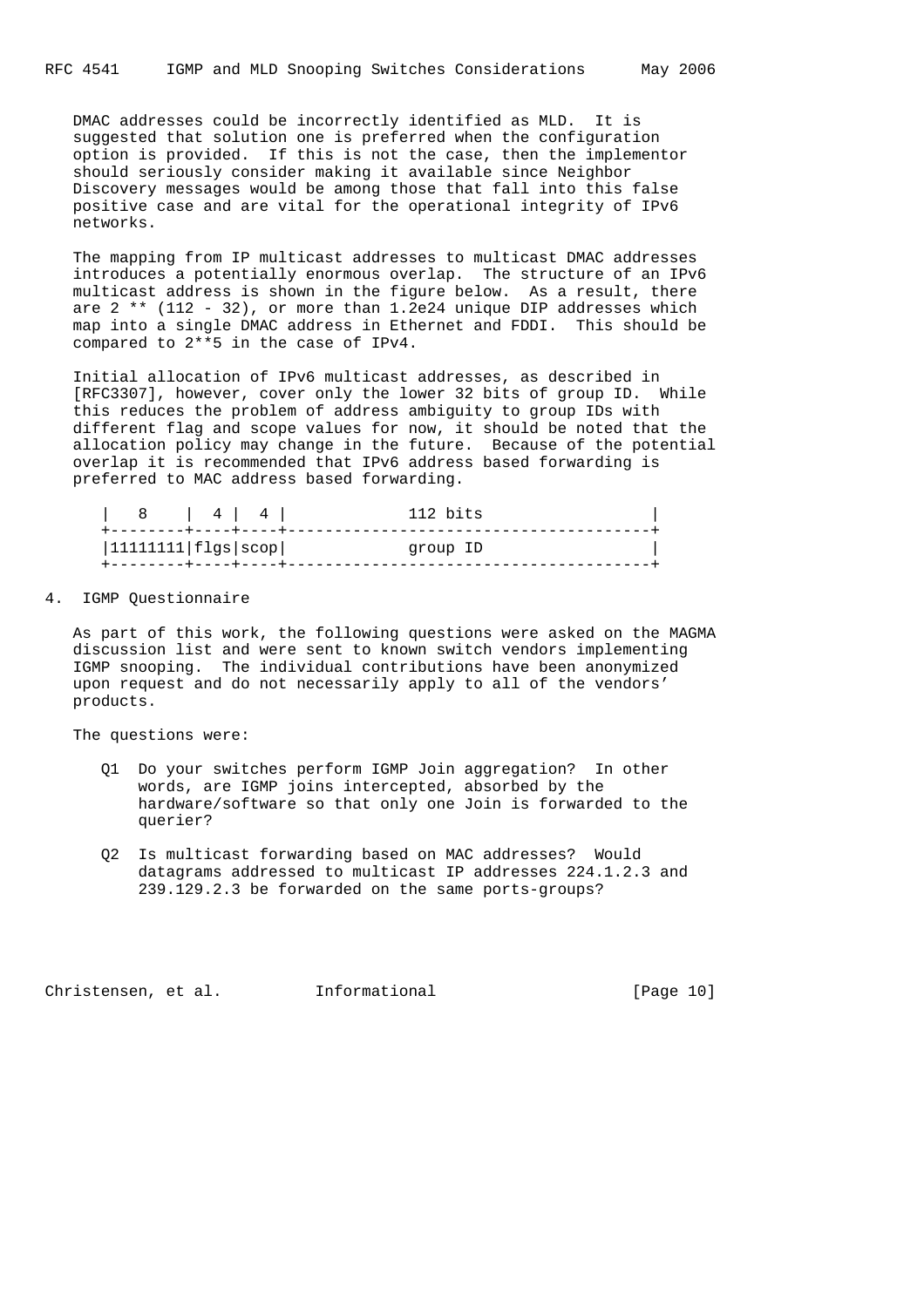DMAC addresses could be incorrectly identified as MLD. It is suggested that solution one is preferred when the configuration option is provided. If this is not the case, then the implementor should seriously consider making it available since Neighbor Discovery messages would be among those that fall into this false positive case and are vital for the operational integrity of IPv6 networks.

The mapping from IP multicast addresses to multicast DMAC addresses introduces a potentially enormous overlap. The structure of an IPv6 multicast address is shown in the figure below. As a result, there are 2 ** (112 - 32), or more than 1.2e24 unique DIP addresses which map into a single DMAC address in Ethernet and FDDI. This should be compared to 2**5 in the case of IPv4.

Initial allocation of IPv6 multicast addresses, as described in [RFC3307], however, cover only the lower 32 bits of group ID. While this reduces the problem of address ambiguity to group IDs with different flag and scope values for now, it should be noted that the allocation policy may change in the future. Because of the potential overlap it is recommended that IPv6 address based forwarding is preferred to MAC address based forwarding.

```
|   8    |  4 |  4 |             112 bits                  |
+--------+----+----+---------------------------------------+
|11111111|flgs|scop|             group ID                  |
+--------+----+----+---------------------------------------+
```

## 4. IGMP Questionnaire

As part of this work, the following questions were asked on the MAGMA discussion list and were sent to known switch vendors implementing IGMP snooping. The individual contributions have been anonymized upon request and do not necessarily apply to all of the vendors' products.

The questions were:

- Q1 Do your switches perform IGMP Join aggregation? In other words, are IGMP joins intercepted, absorbed by the hardware/software so that only one Join is forwarded to the querier?

- Q2 Is multicast forwarding based on MAC addresses? Would datagrams addressed to multicast IP addresses 224.1.2.3 and 239.129.2.3 be forwarded on the same ports-groups?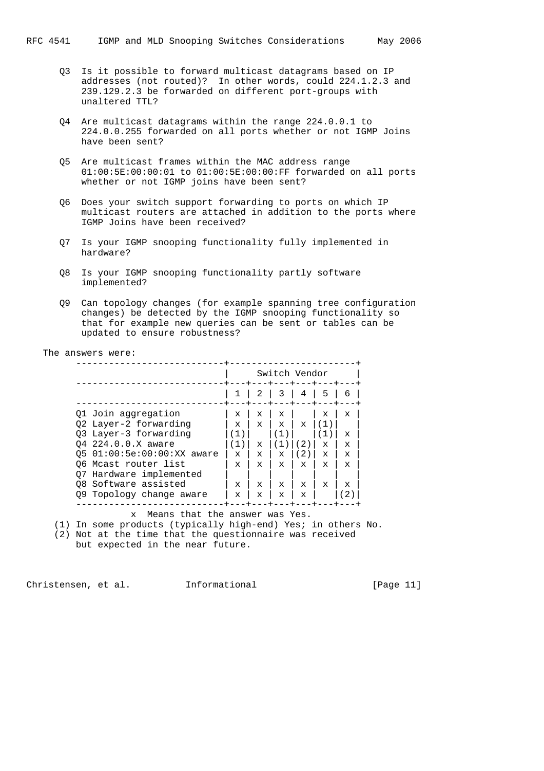Q3 Is it possible to forward multicast datagrams based on IP addresses (not routed)? In other words, could 224.1.2.3 and 239.129.2.3 be forwarded on different port-groups with unaltered TTL?

Q4 Are multicast datagrams within the range 224.0.0.1 to 224.0.0.255 forwarded on all ports whether or not IGMP Joins have been sent?

Q5 Are multicast frames within the MAC address range 01:00:5E:00:00:01 to 01:00:5E:00:00:FF forwarded on all ports whether or not IGMP joins have been sent?

Q6 Does your switch support forwarding to ports on which IP multicast routers are attached in addition to the ports where IGMP Joins have been received?

Q7 Is your IGMP snooping functionality fully implemented in hardware?

Q8 Is your IGMP snooping functionality partly software implemented?

Q9 Can topology changes (for example spanning tree configuration changes) be detected by the IGMP snooping functionality so that for example new queries can be sent or tables can be updated to ensure robustness?

The answers were:

| | Switch Vendor | | | | | |
|---|---|---|---|---|---|---|
| | 1 | 2 | 3 | 4 | 5 | 6 |
| Q1 Join aggregation | x | x | x | | x | x |
| Q2 Layer-2 forwarding | x | x | x | x | (1) | |
| Q3 Layer-3 forwarding | (1) | | (1) | | (1) | x |
| Q4 224.0.0.X aware | (1) | x | (1) | (2) | x | x |
| Q5 01:00:5e:00:00:XX aware | x | x | x | (2) | x | x |
| Q6 Mcast router list | x | x | x | x | x | x |
| Q7 Hardware implemented | | | | | | |
| Q8 Software assisted | x | x | x | x | x | x |
| Q9 Topology change aware | x | x | x | x | | (2) |

x Means that the answer was Yes.

(1) In some products (typically high-end) Yes; in others No.

(2) Not at the time that the questionnaire was received but expected in the near future.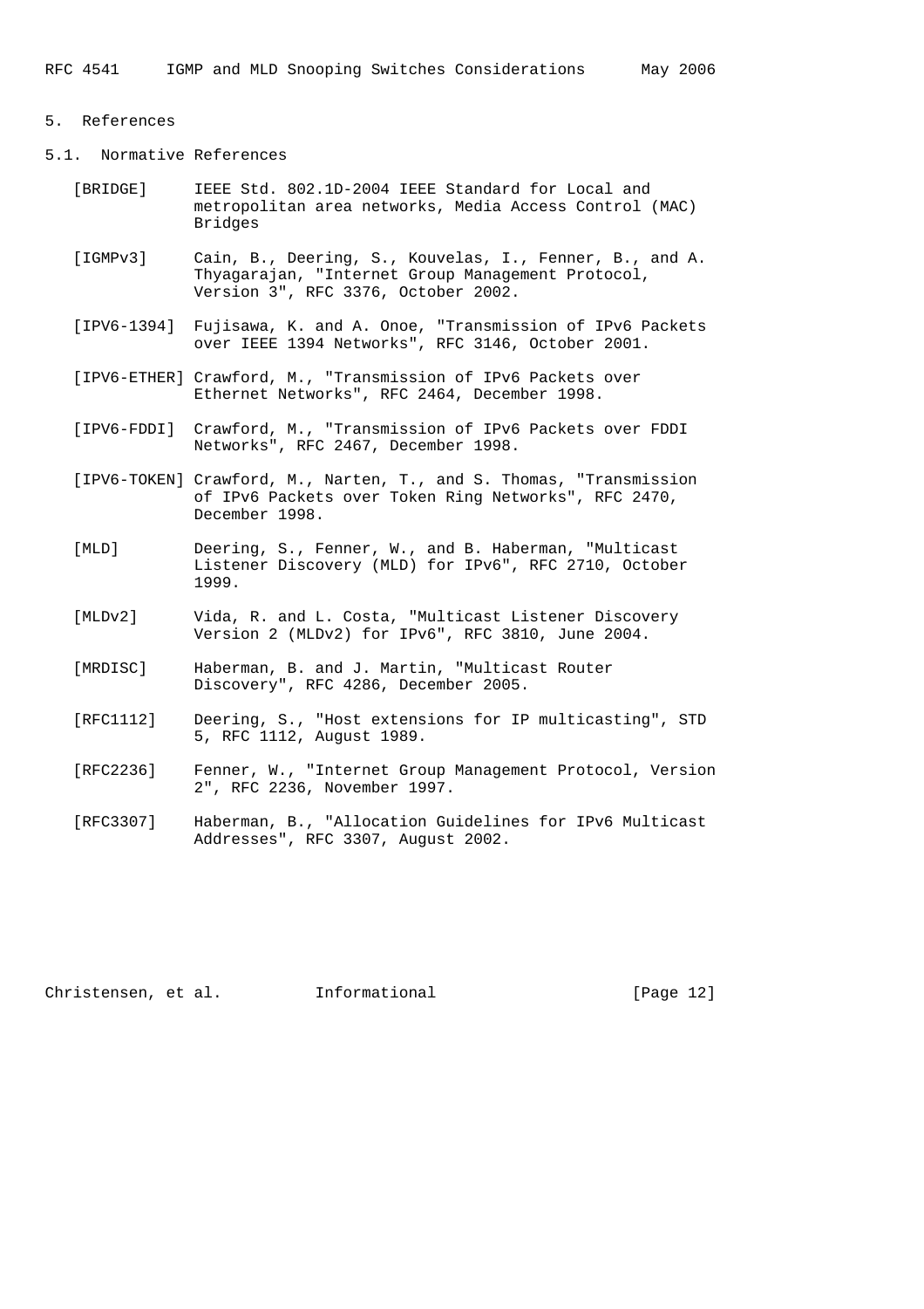## 5. References

### 5.1. Normative References

[BRIDGE] IEEE Std. 802.1D-2004 IEEE Standard for Local and metropolitan area networks, Media Access Control (MAC) Bridges

[IGMPv3] Cain, B., Deering, S., Kouvelas, I., Fenner, B., and A. Thyagarajan, "Internet Group Management Protocol, Version 3", RFC 3376, October 2002.

[IPV6-1394] Fujisawa, K. and A. Onoe, "Transmission of IPv6 Packets over IEEE 1394 Networks", RFC 3146, October 2001.

[IPV6-ETHER] Crawford, M., "Transmission of IPv6 Packets over Ethernet Networks", RFC 2464, December 1998.

[IPV6-FDDI] Crawford, M., "Transmission of IPv6 Packets over FDDI Networks", RFC 2467, December 1998.

[IPV6-TOKEN] Crawford, M., Narten, T., and S. Thomas, "Transmission of IPv6 Packets over Token Ring Networks", RFC 2470, December 1998.

[MLD] Deering, S., Fenner, W., and B. Haberman, "Multicast Listener Discovery (MLD) for IPv6", RFC 2710, October 1999.

[MLDv2] Vida, R. and L. Costa, "Multicast Listener Discovery Version 2 (MLDv2) for IPv6", RFC 3810, June 2004.

[MRDISC] Haberman, B. and J. Martin, "Multicast Router Discovery", RFC 4286, December 2005.

[RFC1112] Deering, S., "Host extensions for IP multicasting", STD 5, RFC 1112, August 1989.

[RFC2236] Fenner, W., "Internet Group Management Protocol, Version 2", RFC 2236, November 1997.

[RFC3307] Haberman, B., "Allocation Guidelines for IPv6 Multicast Addresses", RFC 3307, August 2002.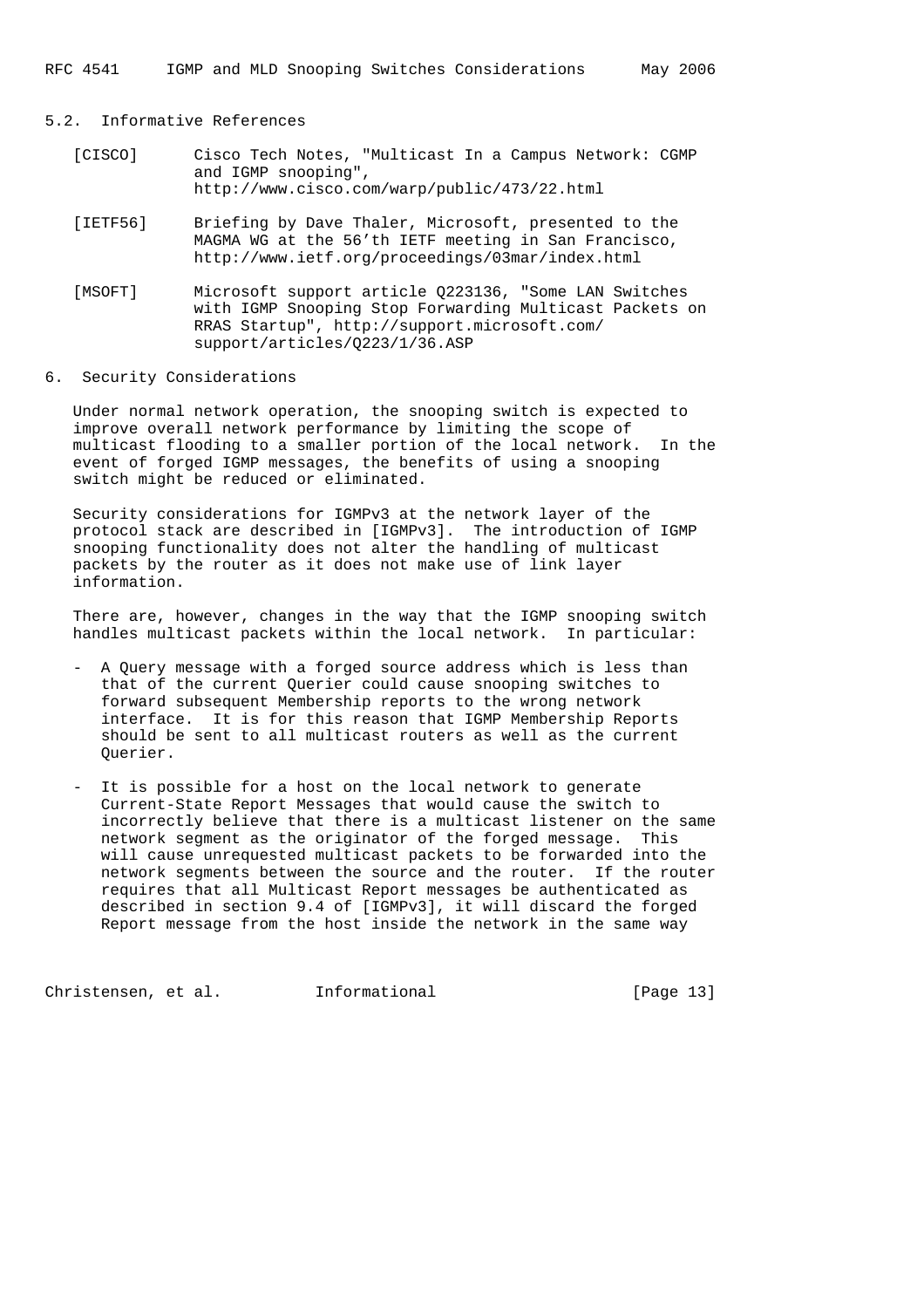### 5.2. Informative References

[CISCO] Cisco Tech Notes, "Multicast In a Campus Network: CGMP and IGMP snooping", http://www.cisco.com/warp/public/473/22.html

[IETF56] Briefing by Dave Thaler, Microsoft, presented to the MAGMA WG at the 56'th IETF meeting in San Francisco, http://www.ietf.org/proceedings/03mar/index.html

[MSOFT] Microsoft support article Q223136, "Some LAN Switches with IGMP Snooping Stop Forwarding Multicast Packets on RRAS Startup", http://support.microsoft.com/support/articles/Q223/1/36.ASP

## 6. Security Considerations

Under normal network operation, the snooping switch is expected to improve overall network performance by limiting the scope of multicast flooding to a smaller portion of the local network. In the event of forged IGMP messages, the benefits of using a snooping switch might be reduced or eliminated.

Security considerations for IGMPv3 at the network layer of the protocol stack are described in [IGMPv3]. The introduction of IGMP snooping functionality does not alter the handling of multicast packets by the router as it does not make use of link layer information.

There are, however, changes in the way that the IGMP snooping switch handles multicast packets within the local network. In particular:

- A Query message with a forged source address which is less than that of the current Querier could cause snooping switches to forward subsequent Membership reports to the wrong network interface. It is for this reason that IGMP Membership Reports should be sent to all multicast routers as well as the current Querier.

- It is possible for a host on the local network to generate Current-State Report Messages that would cause the switch to incorrectly believe that there is a multicast listener on the same network segment as the originator of the forged message. This will cause unrequested multicast packets to be forwarded into the network segments between the source and the router. If the router requires that all Multicast Report messages be authenticated as described in section 9.4 of [IGMPv3], it will discard the forged Report message from the host inside the network in the same way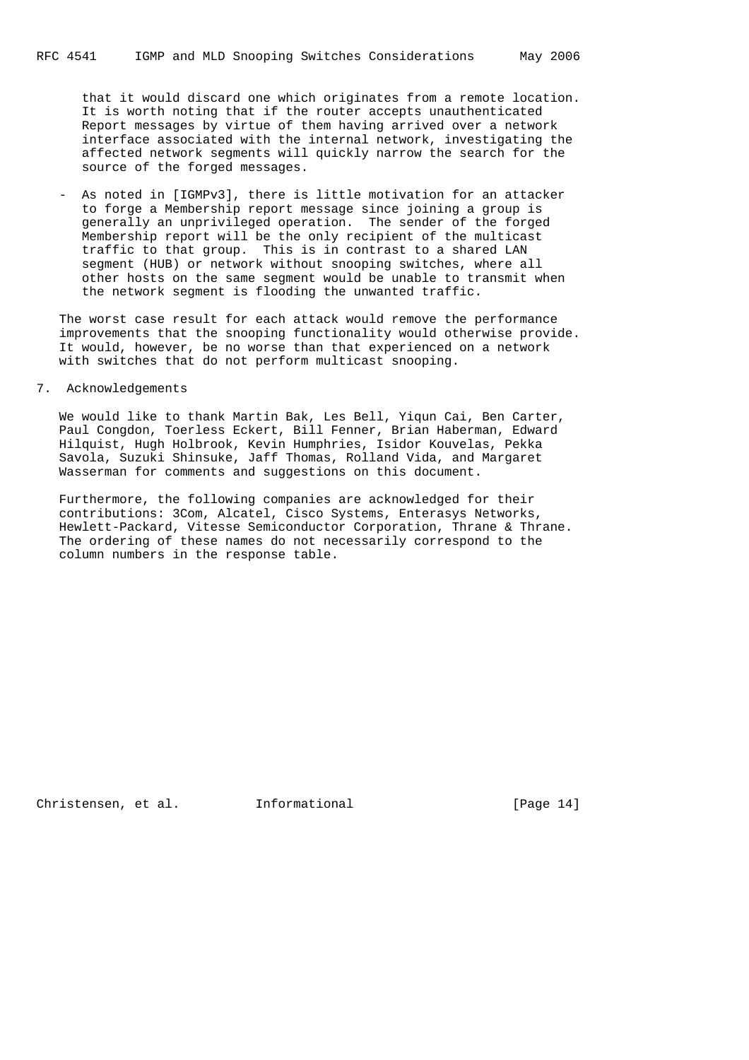that it would discard one which originates from a remote location. It is worth noting that if the router accepts unauthenticated Report messages by virtue of them having arrived over a network interface associated with the internal network, investigating the affected network segments will quickly narrow the search for the source of the forged messages.

- As noted in [IGMPv3], there is little motivation for an attacker to forge a Membership report message since joining a group is generally an unprivileged operation. The sender of the forged Membership report will be the only recipient of the multicast traffic to that group. This is in contrast to a shared LAN segment (HUB) or network without snooping switches, where all other hosts on the same segment would be unable to transmit when the network segment is flooding the unwanted traffic.

The worst case result for each attack would remove the performance improvements that the snooping functionality would otherwise provide. It would, however, be no worse than that experienced on a network with switches that do not perform multicast snooping.

## 7. Acknowledgements

We would like to thank Martin Bak, Les Bell, Yiqun Cai, Ben Carter, Paul Congdon, Toerless Eckert, Bill Fenner, Brian Haberman, Edward Hilquist, Hugh Holbrook, Kevin Humphries, Isidor Kouvelas, Pekka Savola, Suzuki Shinsuke, Jaff Thomas, Rolland Vida, and Margaret Wasserman for comments and suggestions on this document.

Furthermore, the following companies are acknowledged for their contributions: 3Com, Alcatel, Cisco Systems, Enterasys Networks, Hewlett-Packard, Vitesse Semiconductor Corporation, Thrane & Thrane. The ordering of these names do not necessarily correspond to the column numbers in the response table.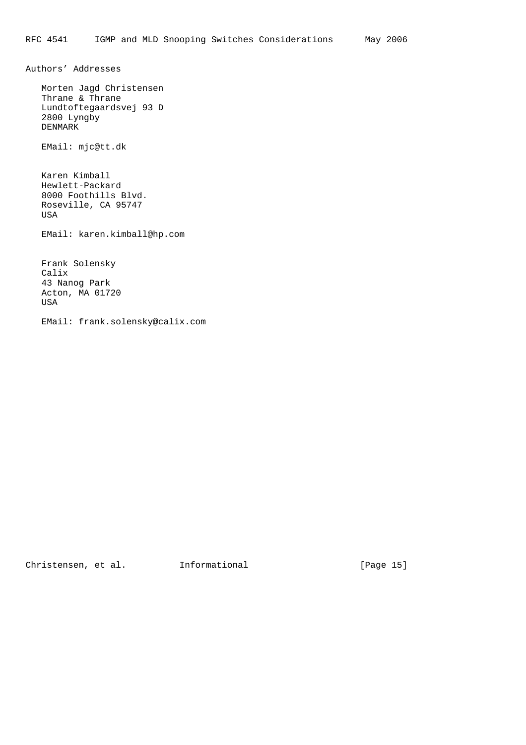## Authors' Addresses

Morten Jagd Christensen
Thrane & Thrane
Lundtoftegaardsvej 93 D
2800 Lyngby
DENMARK

EMail: mjc@tt.dk

Karen Kimball
Hewlett-Packard
8000 Foothills Blvd.
Roseville, CA 95747
USA

EMail: karen.kimball@hp.com

Frank Solensky
Calix
43 Nanog Park
Acton, MA 01720
USA

EMail: frank.solensky@calix.com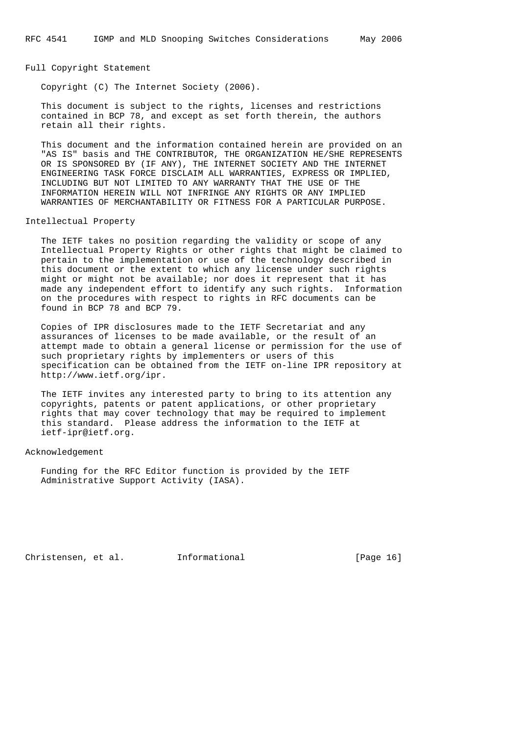## Full Copyright Statement

Copyright (C) The Internet Society (2006).

This document is subject to the rights, licenses and restrictions contained in BCP 78, and except as set forth therein, the authors retain all their rights.

This document and the information contained herein are provided on an "AS IS" basis and THE CONTRIBUTOR, THE ORGANIZATION HE/SHE REPRESENTS OR IS SPONSORED BY (IF ANY), THE INTERNET SOCIETY AND THE INTERNET ENGINEERING TASK FORCE DISCLAIM ALL WARRANTIES, EXPRESS OR IMPLIED, INCLUDING BUT NOT LIMITED TO ANY WARRANTY THAT THE USE OF THE INFORMATION HEREIN WILL NOT INFRINGE ANY RIGHTS OR ANY IMPLIED WARRANTIES OF MERCHANTABILITY OR FITNESS FOR A PARTICULAR PURPOSE.

## Intellectual Property

The IETF takes no position regarding the validity or scope of any Intellectual Property Rights or other rights that might be claimed to pertain to the implementation or use of the technology described in this document or the extent to which any license under such rights might or might not be available; nor does it represent that it has made any independent effort to identify any such rights. Information on the procedures with respect to rights in RFC documents can be found in BCP 78 and BCP 79.

Copies of IPR disclosures made to the IETF Secretariat and any assurances of licenses to be made available, or the result of an attempt made to obtain a general license or permission for the use of such proprietary rights by implementers or users of this specification can be obtained from the IETF on-line IPR repository at http://www.ietf.org/ipr.

The IETF invites any interested party to bring to its attention any copyrights, patents or patent applications, or other proprietary rights that may cover technology that may be required to implement this standard. Please address the information to the IETF at ietf-ipr@ietf.org.

## Acknowledgement

Funding for the RFC Editor function is provided by the IETF Administrative Support Activity (IASA).